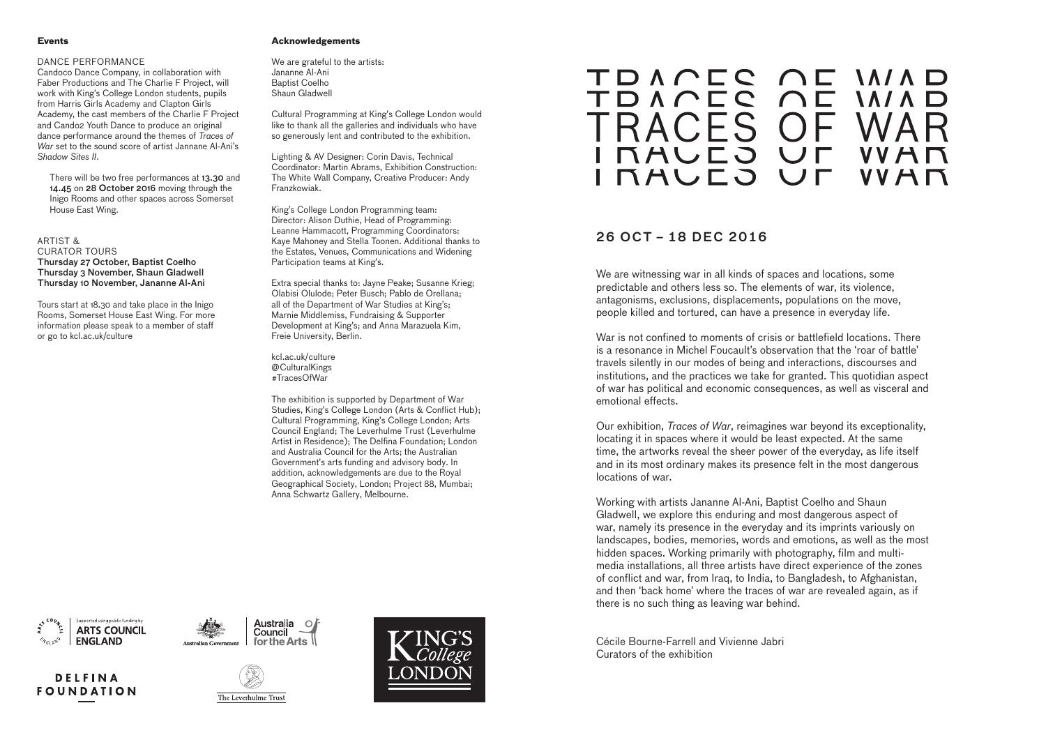# TRACES OF WAR

## 26 OCT – 18 DEC 2016

We are witnessing war in all kinds of spaces and locations, some predictable and others less so. The elements of war, its violence, antagonisms, exclusions, displacements, populations on the move, people killed and tortured, can have a presence in everyday life.

War is not confined to moments of crisis or battlefield locations. There is a resonance in Michel Foucault's observation that the 'roar of battle' travels silently in our modes of being and interactions, discourses and institutions, and the practices we take for granted. This quotidian aspect of war has political and economic consequences, as well as visceral and emotional effects.

Our exhibition, *Traces of War*, reimagines war beyond its exceptionality, locating it in spaces where it would be least expected. At the same time, the artworks reveal the sheer power of the everyday, as life itself and in its most ordinary makes its presence felt in the most dangerous locations of war.

Working with artists Jananne Al-Ani, Baptist Coelho and Shaun Gladwell, we explore this enduring and most dangerous aspect of war, namely its presence in the everyday and its imprints variously on landscapes, bodies, memories, words and emotions, as well as the most hidden spaces. Working primarily with photography, film and multi-media installations, all three artists have direct experience of the zones of conflict and war, from Iraq, to India, to Bangladesh, to Afghanistan, and then 'back home' where the traces of war are revealed again, as if there is no such thing as leaving war behind.

Cécile Bourne-Farrell and Vivienne Jabri
Curators of the exhibition

### Events

DANCE PERFORMANCE
Candoco Dance Company, in collaboration with Faber Productions and The Charlie F Project, will work with King's College London students, pupils from Harris Girls Academy and Clapton Girls Academy, the cast members of the Charlie F Project and Candoco Youth Dance to produce an original dance performance around the themes of *Traces of War* set to the sound score of artist Jannane Al-Ani's *Shadow Sites II*.

There will be two free performances at **13.30** and **14.45** on **28 October 2016** moving through the Inigo Rooms and other spaces across Somerset House East Wing.

ARTIST &
CURATOR TOURS
**Thursday 27 October, Baptist Coelho**
**Thursday 3 November, Shaun Gladwell**
**Thursday 10 November, Jananne Al-Ani**

Tours start at 18.30 and take place in the Inigo Rooms, Somerset House East Wing. For more information please speak to a member of staff or go to kcl.ac.uk/culture

### Acknowledgements

We are grateful to the artists:
Jananne Al-Ani
Baptist Coelho
Shaun Gladwell

Cultural Programming at King's College London would like to thank all the galleries and individuals who have so generously lent and contributed to the exhibition.

Lighting & AV Designer: Corin Davis, Technical Coordinator: Martin Abrams, Exhibition Construction: The White Wall Company, Creative Producer: Andy Franzkowiak.

King's College London Programming team: Director: Alison Duthie, Head of Programming: Leanne Hammacott, Programming Coordinators: Kaye Mahoney and Stella Toonen. Additional thanks to the Estates, Venues, Communications and Widening Participation teams at King's.

Extra special thanks to: Jayne Peake; Susanne Krieg; Olabisi Olulode; Peter Busch; Pablo de Orellana; all of the Department of War Studies at King's; Marnie Middlemiss, Fundraising & Supporter Development at King's; and Anna Marazuela Kim, Freie University, Berlin.

kcl.ac.uk/culture
@CulturalKings
#TracesOfWar

The exhibition is supported by Department of War Studies, King's College London (Arts & Conflict Hub); Cultural Programming, King's College London; Arts Council England; The Leverhulme Trust (Leverhulme Artist in Residence); The Delfina Foundation; London and Australia Council for the Arts; the Australian Government's arts funding and advisory body. In addition, acknowledgements are due to the Royal Geographical Society, London; Project 88, Mumbai; Anna Schwartz Gallery, Melbourne.

Supported using public funding by ARTS COUNCIL ENGLAND

Australian Government | Australia Council for the Arts

DELFINA FOUNDATION

The Leverhulme Trust

KING'S College LONDON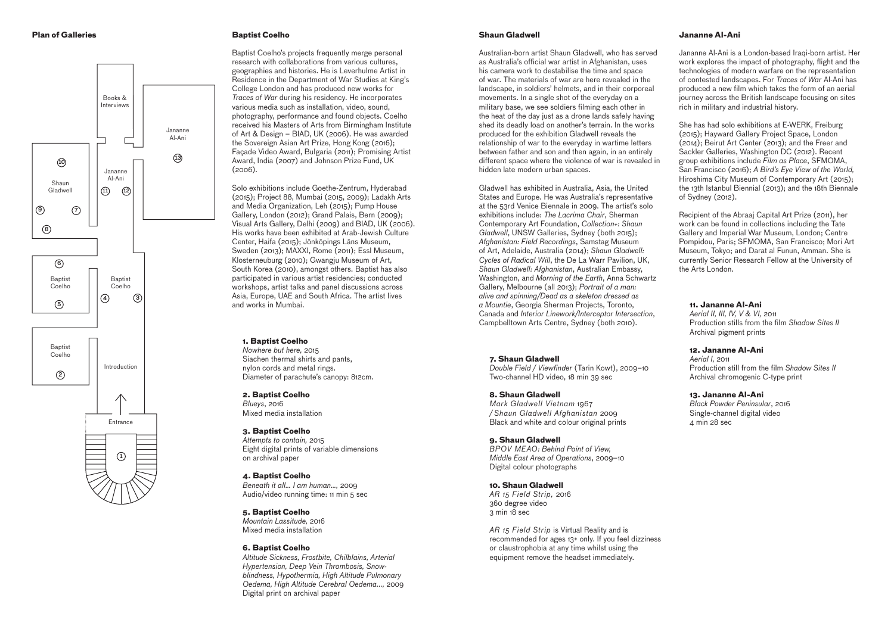## Plan of Galleries

Books & Interviews

Jananne Al-Ani

13

10

Shaun Gladwell

Jananne Al-Ani

11 12

9 7

8

6

Baptist Coelho

Baptist Coelho

4 3

5

Baptist Coelho

2

Introduction

Entrance

1

## Baptist Coelho

Baptist Coelho's projects frequently merge personal research with collaborations from various cultures, geographies and histories. He is Leverhulme Artist in Residence in the Department of War Studies at King's College London and has produced new works for *Traces of War* during his residency. He incorporates various media such as installation, video, sound, photography, performance and found objects. Coelho received his Masters of Arts from Birmingham Institute of Art & Design – BIAD, UK (2006). He was awarded the Sovereign Asian Art Prize, Hong Kong (2016); Façade Video Award, Bulgaria (2011); Promising Artist Award, India (2007) and Johnson Prize Fund, UK (2006).

Solo exhibitions include Goethe-Zentrum, Hyderabad (2015); Project 88, Mumbai (2015, 2009); Ladakh Arts and Media Organization, Leh (2015); Pump House Gallery, London (2012); Grand Palais, Bern (2009); Visual Arts Gallery, Delhi (2009) and BIAD, UK (2006). His works have been exhibited at Arab-Jewish Culture Center, Haifa (2015); Jönköpings Läns Museum, Sweden (2013); MAXXI, Rome (2011); Essl Museum, Klosterneuburg (2010); Gwangju Museum of Art, South Korea (2010), amongst others. Baptist has also participated in various artist residencies; conducted workshops, artist talks and panel discussions across Asia, Europe, UAE and South Africa. The artist lives and works in Mumbai.

**1. Baptist Coelho**
*Nowhere but here,* 2015
Siachen thermal shirts and pants, nylon cords and metal rings.
Diameter of parachute's canopy: 812cm.

**2. Baptist Coelho**
*Blueys*, 2016
Mixed media installation

**3. Baptist Coelho**
*Attempts to contain,* 2015
Eight digital prints of variable dimensions on archival paper

**4. Baptist Coelho**
*Beneath it all... I am human...,* 2009
Audio/video running time: 11 min 5 sec

**5. Baptist Coelho**
*Mountain Lassitude,* 2016
Mixed media installation

**6. Baptist Coelho**
*Altitude Sickness, Frostbite, Chilblains, Arterial Hypertension, Deep Vein Thrombosis, Snow-blindness, Hypothermia, High Altitude Pulmonary Oedema, High Altitude Cerebral Oedema...,* 2009
Digital print on archival paper

## Shaun Gladwell

Australian-born artist Shaun Gladwell, who has served as Australia's official war artist in Afghanistan, uses his camera work to destabilise the time and space of war. The materials of war are here revealed in the landscape, in soldiers' helmets, and in their corporeal movements. In a single shot of the everyday on a military base, we see soldiers filming each other in the heat of the day just as a drone lands safely having shed its deadly load on another's terrain. In the works produced for the exhibition Gladwell reveals the relationship of war to the everyday in wartime letters between father and son and then again, in an entirely different space where the violence of war is revealed in hidden late modern urban spaces.

Gladwell has exhibited in Australia, Asia, the United States and Europe. He was Australia's representative at the 53rd Venice Biennale in 2009. The artist's solo exhibitions include: *The Lacrima Chair*, Sherman Contemporary Art Foundation, *Collection+: Shaun Gladwell*, UNSW Galleries, Sydney (both 2015); *Afghanistan: Field Recordings*, Samstag Museum of Art, Adelaide, Australia (2014); *Shaun Gladwell: Cycles of Radical Will*, the De La Warr Pavilion, UK, *Shaun Gladwell: Afghanistan*, Australian Embassy, Washington, and *Morning of the Earth*, Anna Schwartz Gallery, Melbourne (all 2013); *Portrait of a man: alive and spinning/Dead as a skeleton dressed as a Mountie*, Georgia Sherman Projects, Toronto, Canada and *Interior Linework/Interceptor Intersection*, Campbelltown Arts Centre, Sydney (both 2010).

**7. Shaun Gladwell**
*Double Field / Viewfinder* (Tarin Kowt), 2009–10
Two-channel HD video, 18 min 39 sec

**8. Shaun Gladwell**
*Mark Gladwell Vietnam* 1967 */ Shaun Gladwell Afghanistan* 2009
Black and white and colour original prints

**9. Shaun Gladwell**
*BPOV MEAO: Behind Point of View, Middle East Area of Operations*, 2009–10
Digital colour photographs

**10. Shaun Gladwell**
*AR 15 Field Strip,* 2016
360 degree video
3 min 18 sec

*AR 15 Field Strip* is Virtual Reality and is recommended for ages 13+ only. If you feel dizziness or claustrophobia at any time whilst using the equipment remove the headset immediately.

## Jananne Al-Ani

Jananne Al-Ani is a London-based Iraqi-born artist. Her work explores the impact of photography, flight and the technologies of modern warfare on the representation of contested landscapes. For *Traces of War* Al-Ani has produced a new film which takes the form of an aerial journey across the British landscape focusing on sites rich in military and industrial history.

She has had solo exhibitions at E-WERK, Freiburg (2015); Hayward Gallery Project Space, London (2014); Beirut Art Center (2013); and the Freer and Sackler Galleries, Washington DC (2012). Recent group exhibitions include *Film as Place*, SFMOMA, San Francisco (2016); *A Bird's Eye View of the World,* Hiroshima City Museum of Contemporary Art (2015); the 13th Istanbul Biennial (2013); and the 18th Biennale of Sydney (2012).

Recipient of the Abraaj Capital Art Prize (2011), her work can be found in collections including the Tate Gallery and Imperial War Museum, London; Centre Pompidou, Paris; SFMOMA, San Francisco; Mori Art Museum, Tokyo; and Darat al Funun, Amman. She is currently Senior Research Fellow at the University of the Arts London.

**11. Jananne Al-Ani**
*Aerial II, III, IV, V & VI,* 2011
Production stills from the film *Shadow Sites II*
Archival pigment prints

**12. Jananne Al-Ani**
*Aerial I,* 2011
Production still from the film *Shadow Sites II*
Archival chromogenic C-type print

**13. Jananne Al-Ani**
*Black Powder Peninsular*, 2016
Single-channel digital video
4 min 28 sec